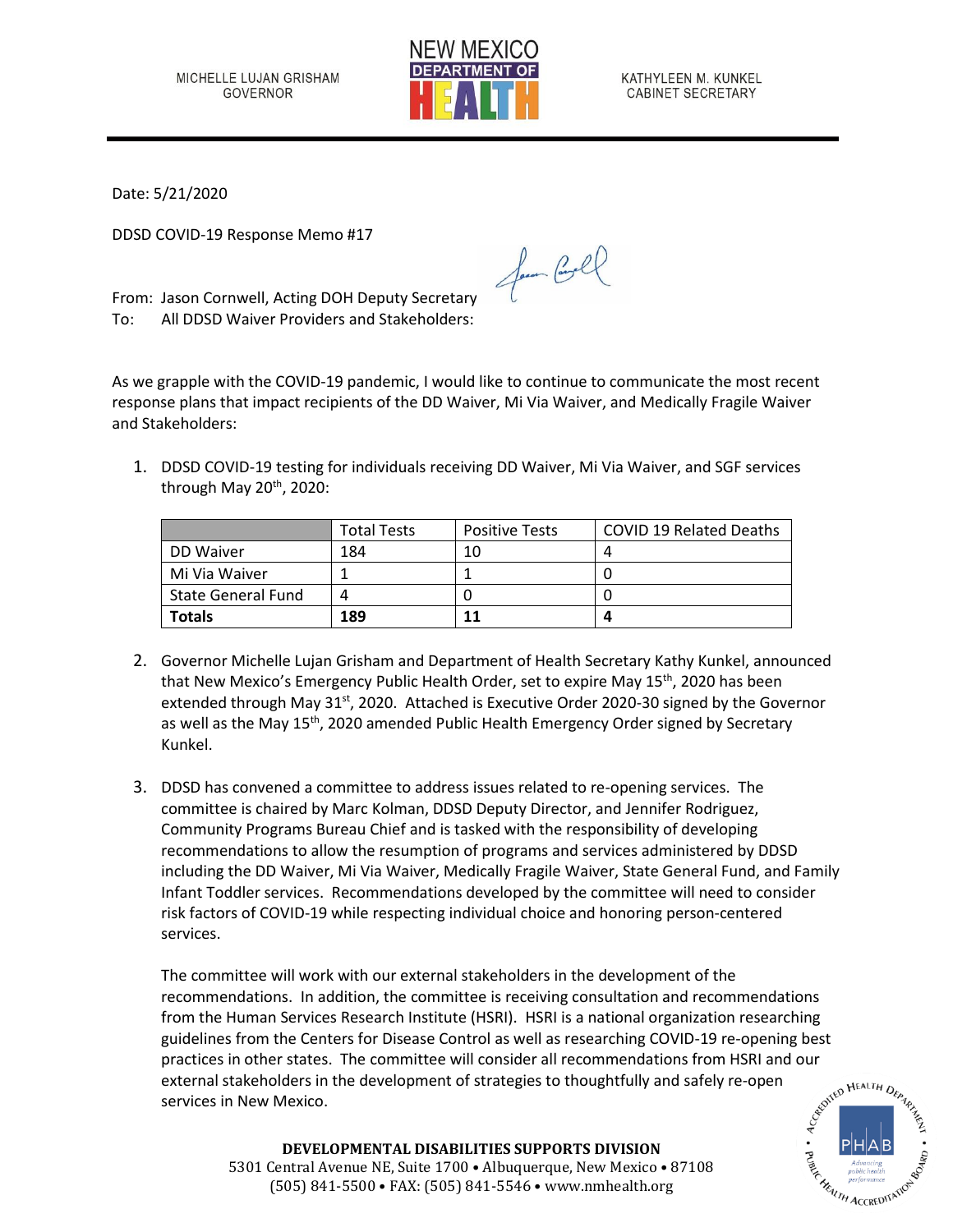MICHELLE LUJAN GRISHAM
GOVERNOR

NEW MEXICO DEPARTMENT OF HEALTH

KATHYLEEN M. KUNKEL
CABINET SECRETARY

Date: 5/21/2020

DDSD COVID-19 Response Memo #17

From: Jason Cornwell, Acting DOH Deputy Secretary
To: All DDSD Waiver Providers and Stakeholders:

As we grapple with the COVID-19 pandemic, I would like to continue to communicate the most recent response plans that impact recipients of the DD Waiver, Mi Via Waiver, and Medically Fragile Waiver and Stakeholders:

1. DDSD COVID-19 testing for individuals receiving DD Waiver, Mi Via Waiver, and SGF services through May 20th, 2020:

| | Total Tests | Positive Tests | COVID 19 Related Deaths |
|---|---|---|---|
| DD Waiver | 184 | 10 | 4 |
| Mi Via Waiver | 1 | 1 | 0 |
| State General Fund | 4 | 0 | 0 |
| **Totals** | **189** | **11** | **4** |

2. Governor Michelle Lujan Grisham and Department of Health Secretary Kathy Kunkel, announced that New Mexico's Emergency Public Health Order, set to expire May 15th, 2020 has been extended through May 31st, 2020. Attached is Executive Order 2020-30 signed by the Governor as well as the May 15th, 2020 amended Public Health Emergency Order signed by Secretary Kunkel.

3. DDSD has convened a committee to address issues related to re-opening services. The committee is chaired by Marc Kolman, DDSD Deputy Director, and Jennifer Rodriguez, Community Programs Bureau Chief and is tasked with the responsibility of developing recommendations to allow the resumption of programs and services administered by DDSD including the DD Waiver, Mi Via Waiver, Medically Fragile Waiver, State General Fund, and Family Infant Toddler services. Recommendations developed by the committee will need to consider risk factors of COVID-19 while respecting individual choice and honoring person-centered services.

   The committee will work with our external stakeholders in the development of the recommendations. In addition, the committee is receiving consultation and recommendations from the Human Services Research Institute (HSRI). HSRI is a national organization researching guidelines from the Centers for Disease Control as well as researching COVID-19 re-opening best practices in other states. The committee will consider all recommendations from HSRI and our external stakeholders in the development of strategies to thoughtfully and safely re-open services in New Mexico.

**DEVELOPMENTAL DISABILITIES SUPPORTS DIVISION**
5301 Central Avenue NE, Suite 1700 • Albuquerque, New Mexico • 87108
(505) 841-5500 • FAX: (505) 841-5546 • www.nmhealth.org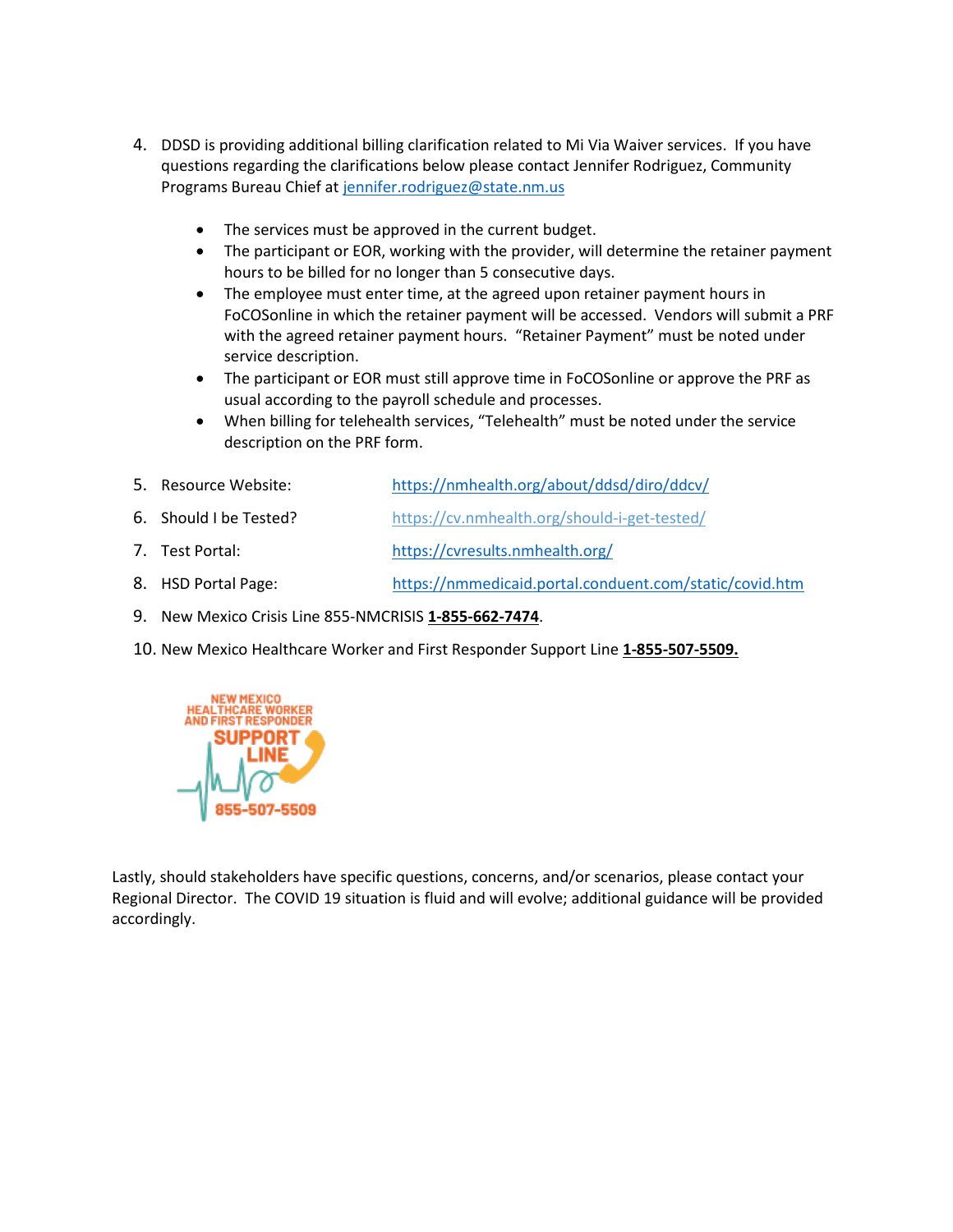4. DDSD is providing additional billing clarification related to Mi Via Waiver services. If you have questions regarding the clarifications below please contact Jennifer Rodriguez, Community Programs Bureau Chief at jennifer.rodriguez@state.nm.us

    - The services must be approved in the current budget.
    - The participant or EOR, working with the provider, will determine the retainer payment hours to be billed for no longer than 5 consecutive days.
    - The employee must enter time, at the agreed upon retainer payment hours in FoCOSonline in which the retainer payment will be accessed. Vendors will submit a PRF with the agreed retainer payment hours. "Retainer Payment" must be noted under service description.
    - The participant or EOR must still approve time in FoCOSonline or approve the PRF as usual according to the payroll schedule and processes.
    - When billing for telehealth services, "Telehealth" must be noted under the service description on the PRF form.

5. Resource Website: https://nmhealth.org/about/ddsd/diro/ddcv/
6. Should I be Tested? https://cv.nmhealth.org/should-i-get-tested/
7. Test Portal: https://cvresults.nmhealth.org/
8. HSD Portal Page: https://nmmedicaid.portal.conduent.com/static/covid.htm
9. New Mexico Crisis Line 855-NMCRISIS **1-855-662-7474**.
10. New Mexico Healthcare Worker and First Responder Support Line **1-855-507-5509.**

NEW MEXICO HEALTHCARE WORKER AND FIRST RESPONDER SUPPORT LINE 855-507-5509

Lastly, should stakeholders have specific questions, concerns, and/or scenarios, please contact your Regional Director. The COVID 19 situation is fluid and will evolve; additional guidance will be provided accordingly.